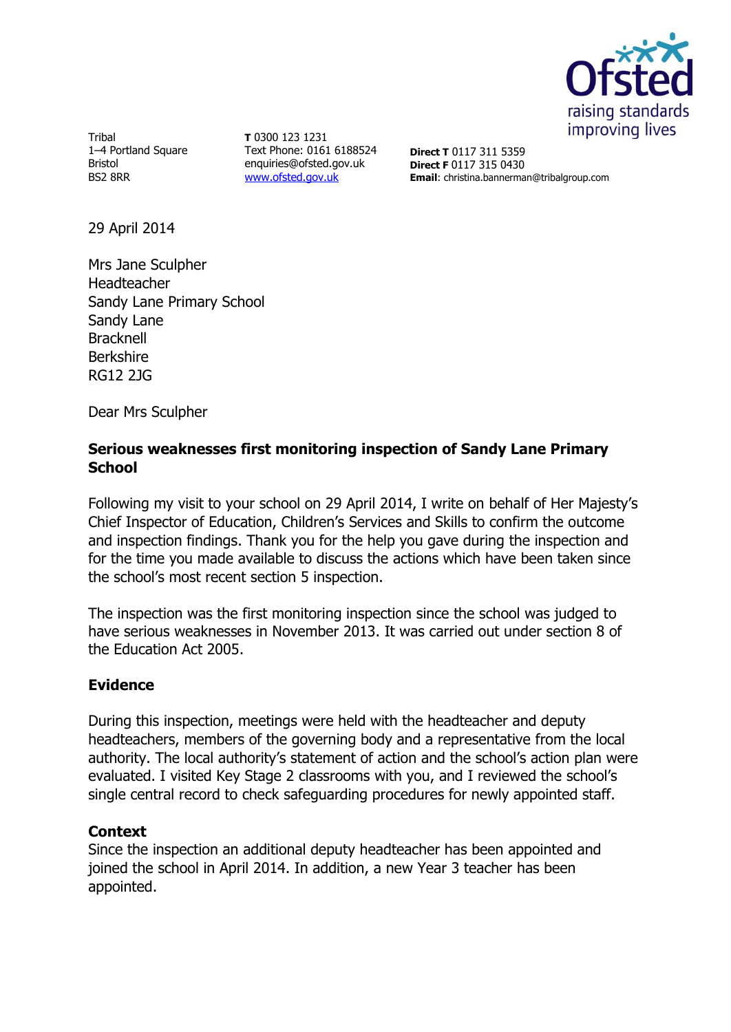Tribal
1–4 Portland Square
Bristol
BS2 8RR

**T** 0300 123 1231
Text Phone: 0161 6188524
enquiries@ofsted.gov.uk
[www.ofsted.gov.uk](http://www.ofsted.gov.uk)

**Direct T** 0117 311 5359
**Direct F** 0117 315 0430
**Email**: christina.bannerman@tribalgroup.com

29 April 2014

Mrs Jane Sculpher
Headteacher
Sandy Lane Primary School
Sandy Lane
Bracknell
Berkshire
RG12 2JG

Dear Mrs Sculpher

**Serious weaknesses first monitoring inspection of Sandy Lane Primary School**

Following my visit to your school on 29 April 2014, I write on behalf of Her Majesty's Chief Inspector of Education, Children's Services and Skills to confirm the outcome and inspection findings. Thank you for the help you gave during the inspection and for the time you made available to discuss the actions which have been taken since the school's most recent section 5 inspection.

The inspection was the first monitoring inspection since the school was judged to have serious weaknesses in November 2013. It was carried out under section 8 of the Education Act 2005.

## Evidence

During this inspection, meetings were held with the headteacher and deputy headteachers, members of the governing body and a representative from the local authority. The local authority's statement of action and the school's action plan were evaluated. I visited Key Stage 2 classrooms with you, and I reviewed the school's single central record to check safeguarding procedures for newly appointed staff.

## Context

Since the inspection an additional deputy headteacher has been appointed and joined the school in April 2014. In addition, a new Year 3 teacher has been appointed.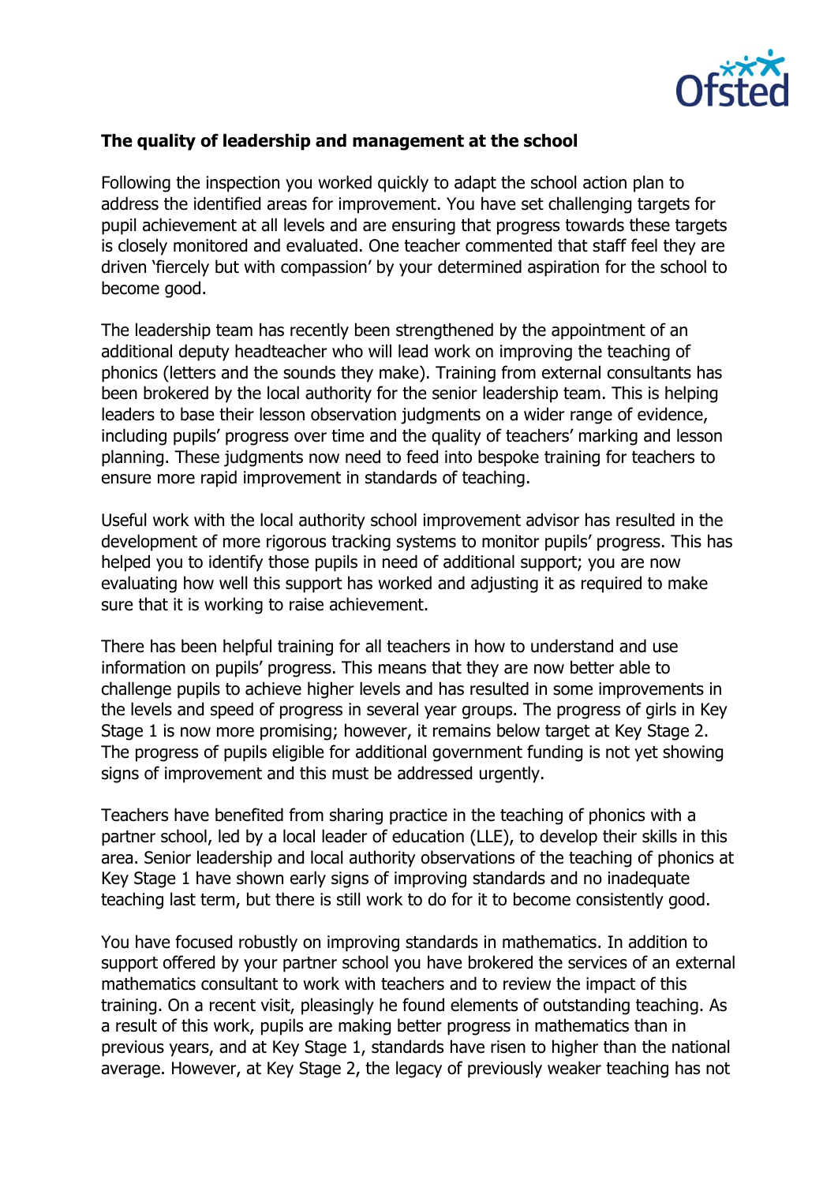**The quality of leadership and management at the school**

Following the inspection you worked quickly to adapt the school action plan to address the identified areas for improvement. You have set challenging targets for pupil achievement at all levels and are ensuring that progress towards these targets is closely monitored and evaluated. One teacher commented that staff feel they are driven 'fiercely but with compassion' by your determined aspiration for the school to become good.

The leadership team has recently been strengthened by the appointment of an additional deputy headteacher who will lead work on improving the teaching of phonics (letters and the sounds they make). Training from external consultants has been brokered by the local authority for the senior leadership team. This is helping leaders to base their lesson observation judgments on a wider range of evidence, including pupils' progress over time and the quality of teachers' marking and lesson planning. These judgments now need to feed into bespoke training for teachers to ensure more rapid improvement in standards of teaching.

Useful work with the local authority school improvement advisor has resulted in the development of more rigorous tracking systems to monitor pupils' progress. This has helped you to identify those pupils in need of additional support; you are now evaluating how well this support has worked and adjusting it as required to make sure that it is working to raise achievement.

There has been helpful training for all teachers in how to understand and use information on pupils' progress. This means that they are now better able to challenge pupils to achieve higher levels and has resulted in some improvements in the levels and speed of progress in several year groups. The progress of girls in Key Stage 1 is now more promising; however, it remains below target at Key Stage 2. The progress of pupils eligible for additional government funding is not yet showing signs of improvement and this must be addressed urgently.

Teachers have benefited from sharing practice in the teaching of phonics with a partner school, led by a local leader of education (LLE), to develop their skills in this area. Senior leadership and local authority observations of the teaching of phonics at Key Stage 1 have shown early signs of improving standards and no inadequate teaching last term, but there is still work to do for it to become consistently good.

You have focused robustly on improving standards in mathematics. In addition to support offered by your partner school you have brokered the services of an external mathematics consultant to work with teachers and to review the impact of this training. On a recent visit, pleasingly he found elements of outstanding teaching. As a result of this work, pupils are making better progress in mathematics than in previous years, and at Key Stage 1, standards have risen to higher than the national average. However, at Key Stage 2, the legacy of previously weaker teaching has not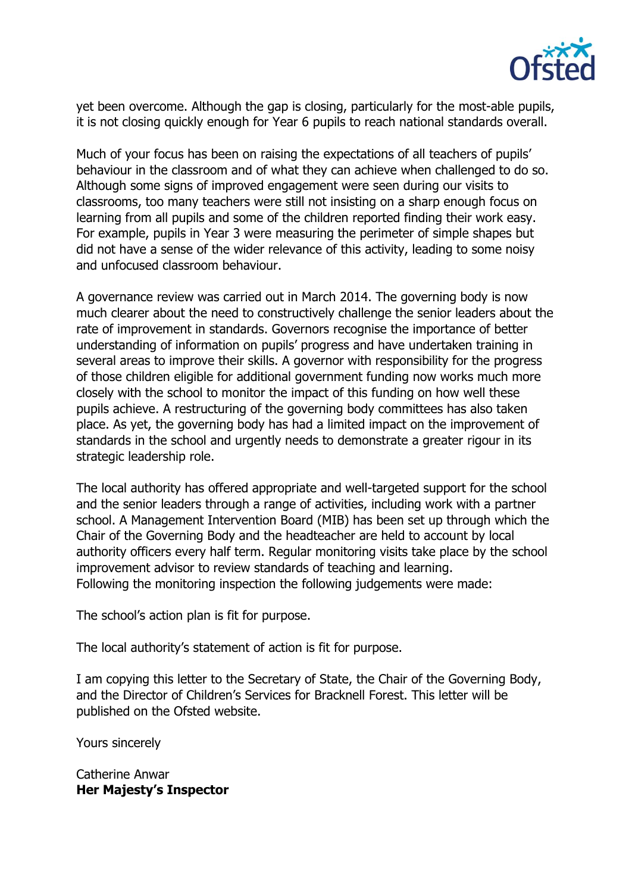yet been overcome. Although the gap is closing, particularly for the most-able pupils, it is not closing quickly enough for Year 6 pupils to reach national standards overall.

Much of your focus has been on raising the expectations of all teachers of pupils' behaviour in the classroom and of what they can achieve when challenged to do so. Although some signs of improved engagement were seen during our visits to classrooms, too many teachers were still not insisting on a sharp enough focus on learning from all pupils and some of the children reported finding their work easy. For example, pupils in Year 3 were measuring the perimeter of simple shapes but did not have a sense of the wider relevance of this activity, leading to some noisy and unfocused classroom behaviour.

A governance review was carried out in March 2014. The governing body is now much clearer about the need to constructively challenge the senior leaders about the rate of improvement in standards. Governors recognise the importance of better understanding of information on pupils' progress and have undertaken training in several areas to improve their skills. A governor with responsibility for the progress of those children eligible for additional government funding now works much more closely with the school to monitor the impact of this funding on how well these pupils achieve. A restructuring of the governing body committees has also taken place. As yet, the governing body has had a limited impact on the improvement of standards in the school and urgently needs to demonstrate a greater rigour in its strategic leadership role.

The local authority has offered appropriate and well-targeted support for the school and the senior leaders through a range of activities, including work with a partner school. A Management Intervention Board (MIB) has been set up through which the Chair of the Governing Body and the headteacher are held to account by local authority officers every half term. Regular monitoring visits take place by the school improvement advisor to review standards of teaching and learning.
Following the monitoring inspection the following judgements were made:

The school's action plan is fit for purpose.

The local authority's statement of action is fit for purpose.

I am copying this letter to the Secretary of State, the Chair of the Governing Body, and the Director of Children's Services for Bracknell Forest. This letter will be published on the Ofsted website.

Yours sincerely

Catherine Anwar
**Her Majesty's Inspector**